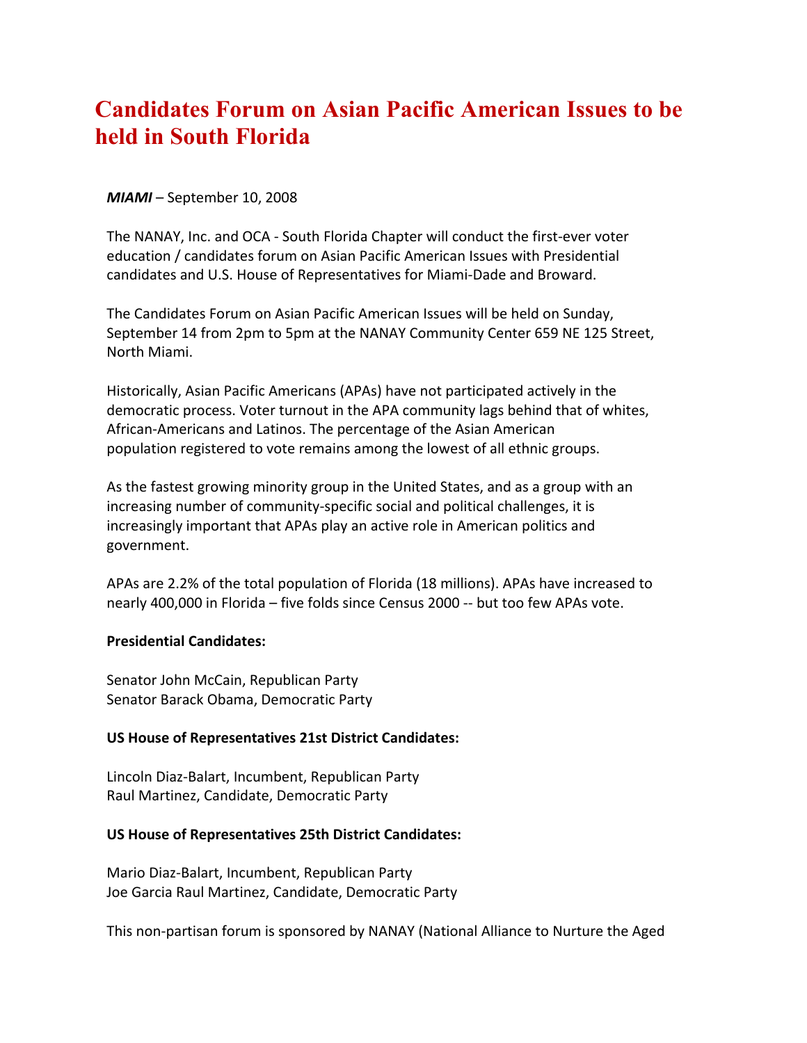# Candidates Forum on Asian Pacific American Issues to be held in South Florida

***MIAMI*** – September 10, 2008

The NANAY, Inc. and OCA - South Florida Chapter will conduct the first-ever voter education / candidates forum on Asian Pacific American Issues with Presidential candidates and U.S. House of Representatives for Miami-Dade and Broward.

The Candidates Forum on Asian Pacific American Issues will be held on Sunday, September 14 from 2pm to 5pm at the NANAY Community Center 659 NE 125 Street, North Miami.

Historically, Asian Pacific Americans (APAs) have not participated actively in the democratic process. Voter turnout in the APA community lags behind that of whites, African-Americans and Latinos. The percentage of the Asian American population registered to vote remains among the lowest of all ethnic groups.

As the fastest growing minority group in the United States, and as a group with an increasing number of community-specific social and political challenges, it is increasingly important that APAs play an active role in American politics and government.

APAs are 2.2% of the total population of Florida (18 millions). APAs have increased to nearly 400,000 in Florida – five folds since Census 2000 -- but too few APAs vote.

**Presidential Candidates:**

Senator John McCain, Republican Party
Senator Barack Obama, Democratic Party

**US House of Representatives 21st District Candidates:**

Lincoln Diaz-Balart, Incumbent, Republican Party
Raul Martinez, Candidate, Democratic Party

**US House of Representatives 25th District Candidates:**

Mario Diaz-Balart, Incumbent, Republican Party
Joe Garcia Raul Martinez, Candidate, Democratic Party

This non-partisan forum is sponsored by NANAY (National Alliance to Nurture the Aged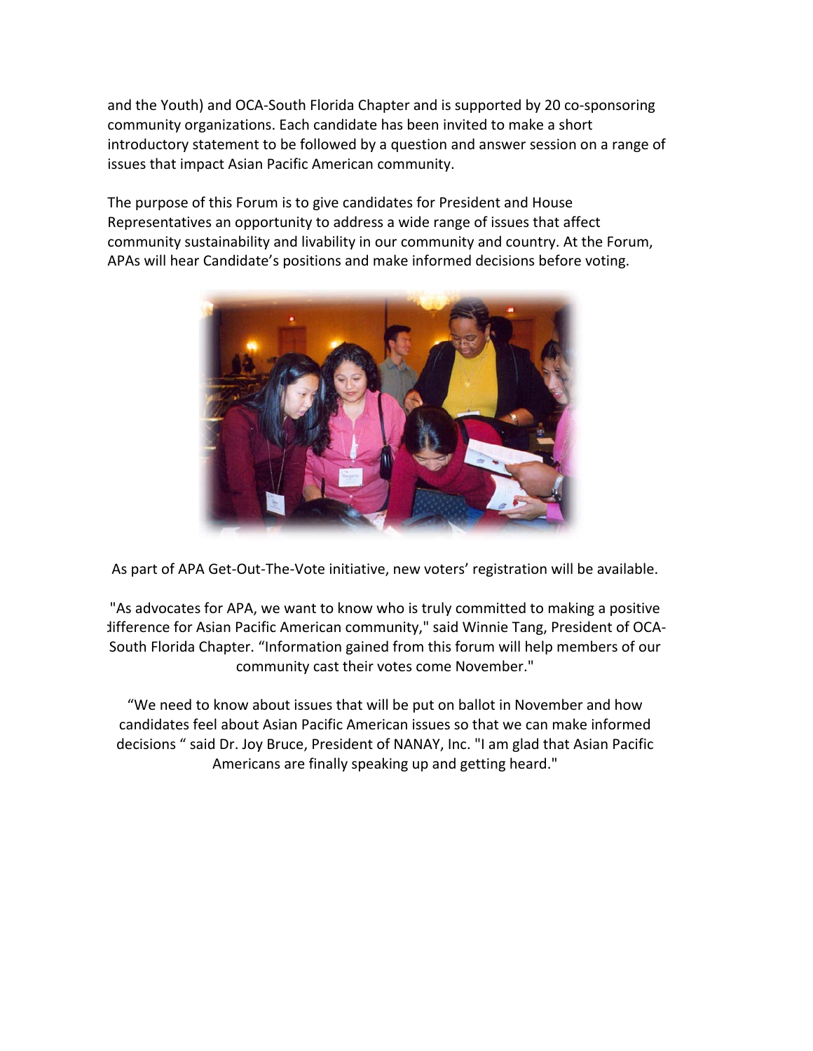and the Youth) and OCA-South Florida Chapter and is supported by 20 co-sponsoring community organizations. Each candidate has been invited to make a short introductory statement to be followed by a question and answer session on a range of issues that impact Asian Pacific American community.

The purpose of this Forum is to give candidates for President and House Representatives an opportunity to address a wide range of issues that affect community sustainability and livability in our community and country. At the Forum, APAs will hear Candidate's positions and make informed decisions before voting.

As part of APA Get-Out-The-Vote initiative, new voters' registration will be available.

"As advocates for APA, we want to know who is truly committed to making a positive difference for Asian Pacific American community," said Winnie Tang, President of OCA-South Florida Chapter. "Information gained from this forum will help members of our community cast their votes come November."

"We need to know about issues that will be put on ballot in November and how candidates feel about Asian Pacific American issues so that we can make informed decisions " said Dr. Joy Bruce, President of NANAY, Inc. "I am glad that Asian Pacific Americans are finally speaking up and getting heard."